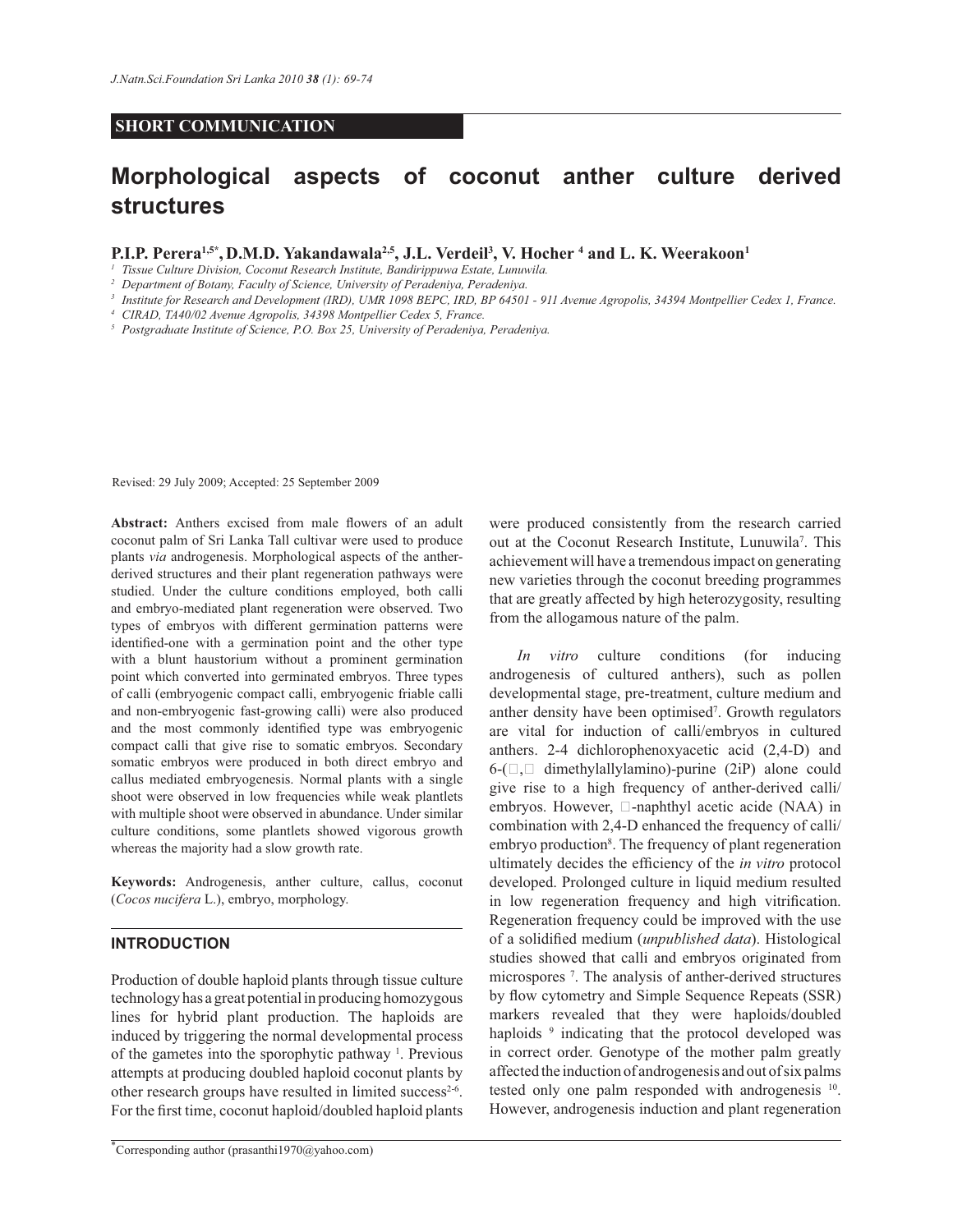SHORT COMMUNICATION

# Morphological aspects of coconut anther culture derived structures

**P.I.P. Perera[1,5*], D.M.D. Yakandawala[2,5], J.L. Verdeil[3], V. Hocher [4] and L. K. Weerakoon[1]**

[1] *Tissue Culture Division, Coconut Research Institute, Bandirippuwa Estate, Lunuwila.*

[2] *Department of Botany, Faculty of Science, University of Peradeniya, Peradeniya.*

[3] *Institute for Research and Development (IRD), UMR 1098 BEPC, IRD, BP 64501 - 911 Avenue Agropolis, 34394 Montpellier Cedex 1, France.*

[4] *CIRAD, TA40/02 Avenue Agropolis, 34398 Montpellier Cedex 5, France.*

[5] *Postgraduate Institute of Science, P.O. Box 25, University of Peradeniya, Peradeniya.*

Revised: 29 July 2009; Accepted: 25 September 2009

**Abstract:** Anthers excised from male flowers of an adult coconut palm of Sri Lanka Tall cultivar were used to produce plants *via* androgenesis. Morphological aspects of the anther-derived structures and their plant regeneration pathways were studied. Under the culture conditions employed, both calli and embryo-mediated plant regeneration were observed. Two types of embryos with different germination patterns were identified-one with a germination point and the other type with a blunt haustorium without a prominent germination point which converted into germinated embryos. Three types of calli (embryogenic compact calli, embryogenic friable calli and non-embryogenic fast-growing calli) were also produced and the most commonly identified type was embryogenic compact calli that give rise to somatic embryos. Secondary somatic embryos were produced in both direct embryo and callus mediated embryogenesis. Normal plants with a single shoot were observed in low frequencies while weak plantlets with multiple shoot were observed in abundance. Under similar culture conditions, some plantlets showed vigorous growth whereas the majority had a slow growth rate.

**Keywords:** Androgenesis, anther culture, callus, coconut (*Cocos nucifera* L.), embryo, morphology.

## INTRODUCTION

Production of double haploid plants through tissue culture technology has a great potential in producing homozygous lines for hybrid plant production. The haploids are induced by triggering the normal developmental process of the gametes into the sporophytic pathway [1]. Previous attempts at producing doubled haploid coconut plants by other research groups have resulted in limited success[2-6]. For the first time, coconut haploid/doubled haploid plants were produced consistently from the research carried out at the Coconut Research Institute, Lunuwila[7]. This achievement will have a tremendous impact on generating new varieties through the coconut breeding programmes that are greatly affected by high heterozygosity, resulting from the allogamous nature of the palm.

*In vitro* culture conditions (for inducing androgenesis of cultured anthers), such as pollen developmental stage, pre-treatment, culture medium and anther density have been optimised[7]. Growth regulators are vital for induction of calli/embryos in cultured anthers. 2-4 dichlorophenoxyacetic acid (2,4-D) and 6-(□,□ dimethylallylamino)-purine (2iP) alone could give rise to a high frequency of anther-derived calli/embryos. However, □-naphthyl acetic acide (NAA) in combination with 2,4-D enhanced the frequency of calli/embryo production[8]. The frequency of plant regeneration ultimately decides the efficiency of the *in vitro* protocol developed. Prolonged culture in liquid medium resulted in low regeneration frequency and high vitrification. Regeneration frequency could be improved with the use of a solidified medium (*unpublished data*). Histological studies showed that calli and embryos originated from microspores [7]. The analysis of anther-derived structures by flow cytometry and Simple Sequence Repeats (SSR) markers revealed that they were haploids/doubled haploids [9] indicating that the protocol developed was in correct order. Genotype of the mother palm greatly affected the induction of androgenesis and out of six palms tested only one palm responded with androgenesis [10]. However, androgenesis induction and plant regeneration

*Corresponding author (prasanthi1970@yahoo.com)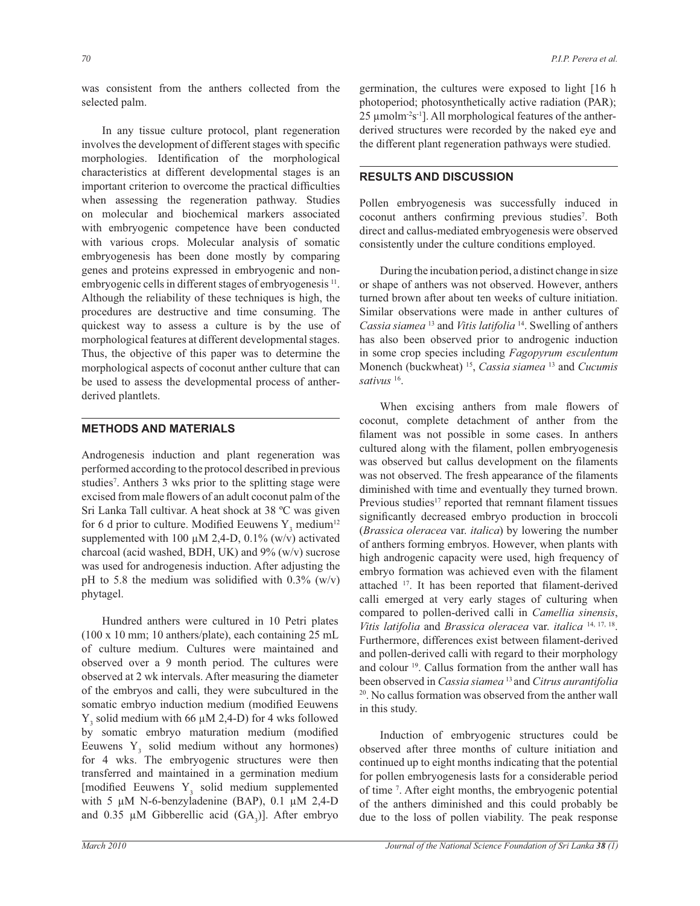was consistent from the anthers collected from the selected palm.

In any tissue culture protocol, plant regeneration involves the development of different stages with specific morphologies. Identification of the morphological characteristics at different developmental stages is an important criterion to overcome the practical difficulties when assessing the regeneration pathway. Studies on molecular and biochemical markers associated with embryogenic competence have been conducted with various crops. Molecular analysis of somatic embryogenesis has been done mostly by comparing genes and proteins expressed in embryogenic and non-embryogenic cells in different stages of embryogenesis [11]. Although the reliability of these techniques is high, the procedures are destructive and time consuming. The quickest way to assess a culture is by the use of morphological features at different developmental stages. Thus, the objective of this paper was to determine the morphological aspects of coconut anther culture that can be used to assess the developmental process of anther-derived plantlets.

## METHODS AND MATERIALS

Androgenesis induction and plant regeneration was performed according to the protocol described in previous studies[7]. Anthers 3 wks prior to the splitting stage were excised from male flowers of an adult coconut palm of the Sri Lanka Tall cultivar. A heat shock at 38 ºC was given for 6 d prior to culture. Modified Eeuwens $Y_3$ medium[12] supplemented with 100 µM 2,4-D, 0.1% (w/v) activated charcoal (acid washed, BDH, UK) and 9% (w/v) sucrose was used for androgenesis induction. After adjusting the pH to 5.8 the medium was solidified with 0.3% (w/v) phytagel.

Hundred anthers were cultured in 10 Petri plates (100 x 10 mm; 10 anthers/plate), each containing 25 mL of culture medium. Cultures were maintained and observed over a 9 month period. The cultures were observed at 2 wk intervals. After measuring the diameter of the embryos and calli, they were subcultured in the somatic embryo induction medium (modified Eeuwens $Y_3$ solid medium with 66 µM 2,4-D) for 4 wks followed by somatic embryo maturation medium (modified Eeuwens $Y_3$ solid medium without any hormones) for 4 wks. The embryogenic structures were then transferred and maintained in a germination medium [modified Eeuwens $Y_3$ solid medium supplemented with 5 µM N-6-benzyladenine (BAP), 0.1 µM 2,4-D and 0.35 µM Gibberellic acid ($GA_3$)]. After embryo germination, the cultures were exposed to light [16 h photoperiod; photosynthetically active radiation (PAR); 25 $\mu mol m^{-2} s^{-1}$]. All morphological features of the anther-derived structures were recorded by the naked eye and the different plant regeneration pathways were studied.

## RESULTS AND DISCUSSION

Pollen embryogenesis was successfully induced in coconut anthers confirming previous studies[7]. Both direct and callus-mediated embryogenesis were observed consistently under the culture conditions employed.

During the incubation period, a distinct change in size or shape of anthers was not observed. However, anthers turned brown after about ten weeks of culture initiation. Similar observations were made in anther cultures of *Cassia siamea* [13] and *Vitis latifolia* [14]. Swelling of anthers has also been observed prior to androgenic induction in some crop species including *Fagopyrum esculentum* Monench (buckwheat) [15], *Cassia siamea* [13] and *Cucumis sativus* [16].

When excising anthers from male flowers of coconut, complete detachment of anther from the filament was not possible in some cases. In anthers cultured along with the filament, pollen embryogenesis was observed but callus development on the filaments was not observed. The fresh appearance of the filaments diminished with time and eventually they turned brown. Previous studies[17] reported that remnant filament tissues significantly decreased embryo production in broccoli (*Brassica oleracea* var. *italica*) by lowering the number of anthers forming embryos. However, when plants with high androgenic capacity were used, high frequency of embryo formation was achieved even with the filament attached [17]. It has been reported that filament-derived calli emerged at very early stages of culturing when compared to pollen-derived calli in *Camellia sinensis*, *Vitis latifolia* and *Brassica oleracea* var. *italica* [14, 17, 18]. Furthermore, differences exist between filament-derived and pollen-derived calli with regard to their morphology and colour [19]. Callus formation from the anther wall has been observed in *Cassia siamea* [13] and *Citrus aurantifolia* [20]. No callus formation was observed from the anther wall in this study.

Induction of embryogenic structures could be observed after three months of culture initiation and continued up to eight months indicating that the potential for pollen embryogenesis lasts for a considerable period of time [7]. After eight months, the embryogenic potential of the anthers diminished and this could probably be due to the loss of pollen viability. The peak response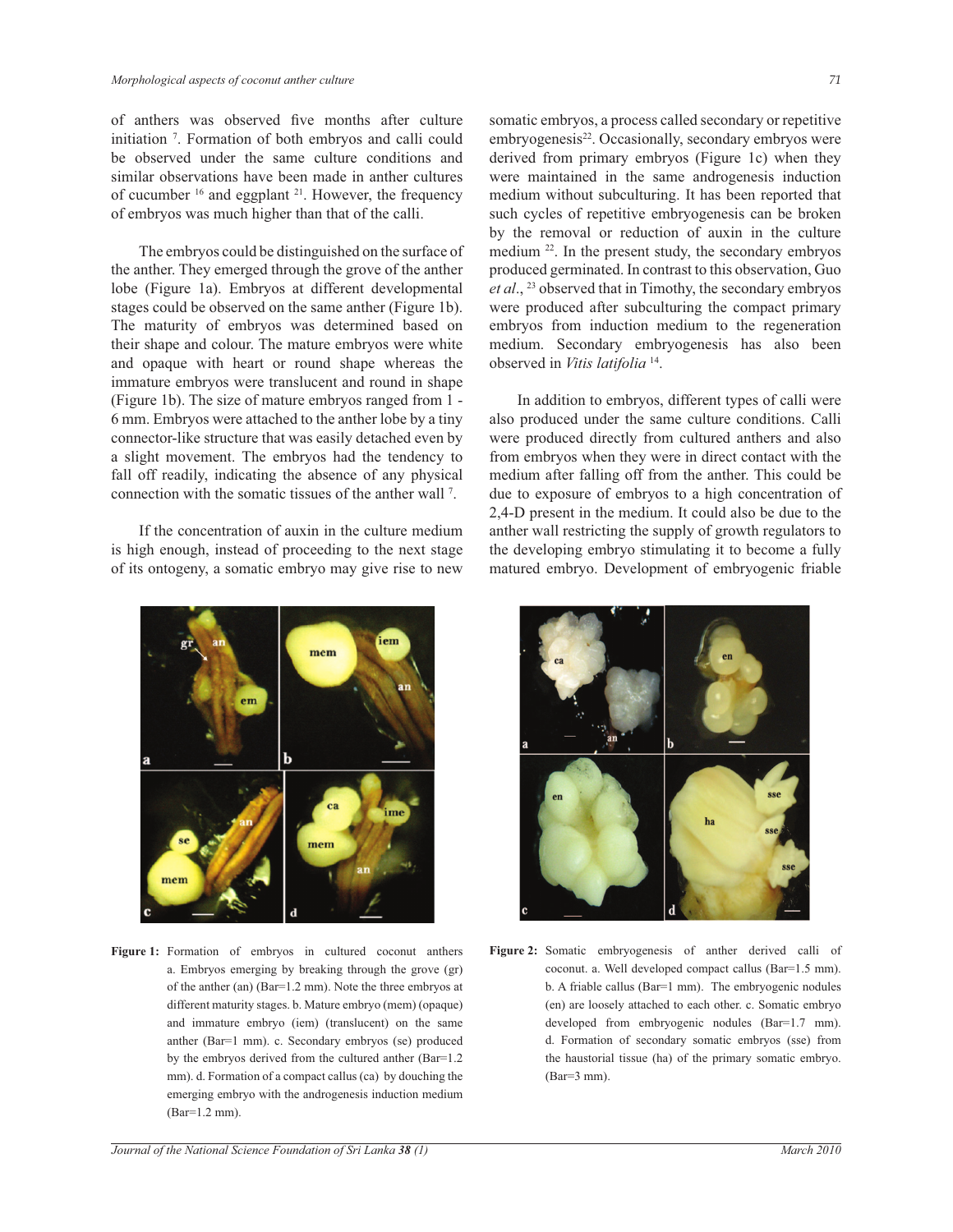of anthers was observed five months after culture initiation [7]. Formation of both embryos and calli could be observed under the same culture conditions and similar observations have been made in anther cultures of cucumber [16] and eggplant [21]. However, the frequency of embryos was much higher than that of the calli.

The embryos could be distinguished on the surface of the anther. They emerged through the grove of the anther lobe (Figure 1a). Embryos at different developmental stages could be observed on the same anther (Figure 1b). The maturity of embryos was determined based on their shape and colour. The mature embryos were white and opaque with heart or round shape whereas the immature embryos were translucent and round in shape (Figure 1b). The size of mature embryos ranged from 1 - 6 mm. Embryos were attached to the anther lobe by a tiny connector-like structure that was easily detached even by a slight movement. The embryos had the tendency to fall off readily, indicating the absence of any physical connection with the somatic tissues of the anther wall [7].

If the concentration of auxin in the culture medium is high enough, instead of proceeding to the next stage of its ontogeny, a somatic embryo may give rise to new somatic embryos, a process called secondary or repetitive embryogenesis[22]. Occasionally, secondary embryos were derived from primary embryos (Figure 1c) when they were maintained in the same androgenesis induction medium without subculturing. It has been reported that such cycles of repetitive embryogenesis can be broken by the removal or reduction of auxin in the culture medium [22]. In the present study, the secondary embryos produced germinated. In contrast to this observation, Guo *et al*., [23] observed that in Timothy, the secondary embryos were produced after subculturing the compact primary embryos from induction medium to the regeneration medium. Secondary embryogenesis has also been observed in *Vitis latifolia* [14].

In addition to embryos, different types of calli were also produced under the same culture conditions. Calli were produced directly from cultured anthers and also from embryos when they were in direct contact with the medium after falling off from the anther. This could be due to exposure of embryos to a high concentration of 2,4-D present in the medium. It could also be due to the anther wall restricting the supply of growth regulators to the developing embryo stimulating it to become a fully matured embryo. Development of embryogenic friable

**Figure 1:** Formation of embryos in cultured coconut anthers a. Embryos emerging by breaking through the grove (gr) of the anther (an) (Bar=1.2 mm). Note the three embryos at different maturity stages. b. Mature embryo (mem) (opaque) and immature embryo (iem) (translucent) on the same anther (Bar=1 mm). c. Secondary embryos (se) produced by the embryos derived from the cultured anther (Bar=1.2 mm). d. Formation of a compact callus (ca) by douching the emerging embryo with the androgenesis induction medium (Bar=1.2 mm).

**Figure 2:** Somatic embryogenesis of anther derived calli of coconut. a. Well developed compact callus (Bar=1.5 mm). b. A friable callus (Bar=1 mm). The embryogenic nodules (en) are loosely attached to each other. c. Somatic embryo developed from embryogenic nodules (Bar=1.7 mm). d. Formation of secondary somatic embryos (sse) from the haustorial tissue (ha) of the primary somatic embryo. (Bar=3 mm).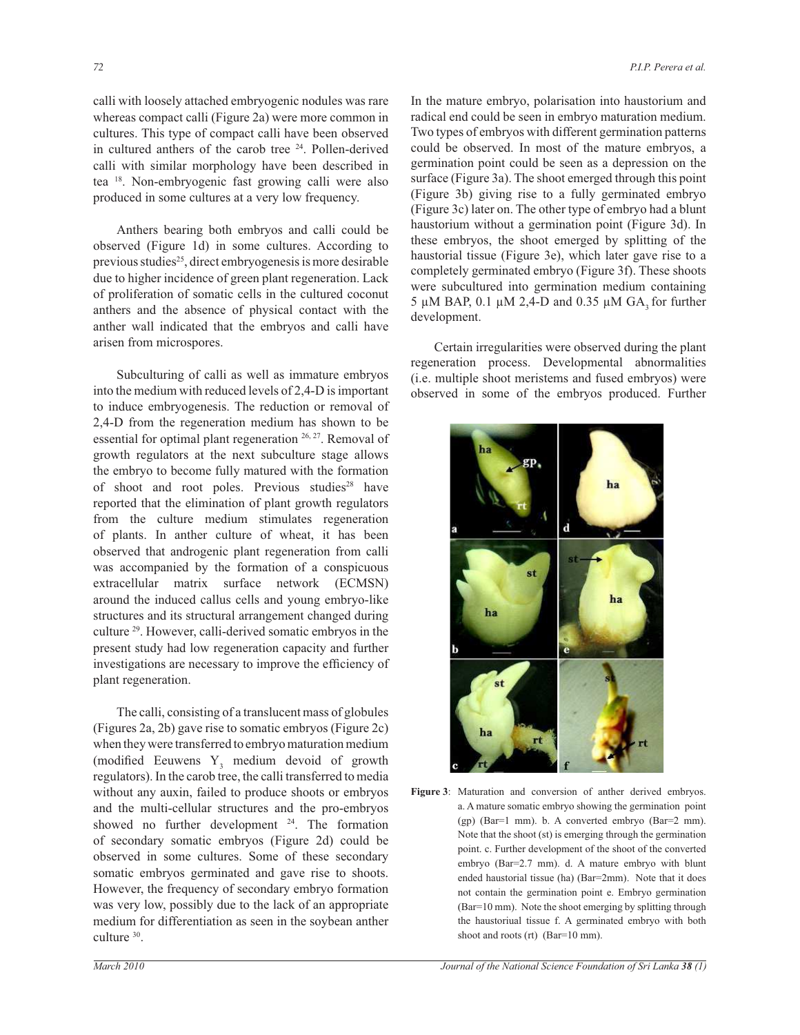calli with loosely attached embryogenic nodules was rare whereas compact calli (Figure 2a) were more common in cultures. This type of compact calli have been observed in cultured anthers of the carob tree [24]. Pollen-derived calli with similar morphology have been described in tea [18]. Non-embryogenic fast growing calli were also produced in some cultures at a very low frequency.

Anthers bearing both embryos and calli could be observed (Figure 1d) in some cultures. According to previous studies[25], direct embryogenesis is more desirable due to higher incidence of green plant regeneration. Lack of proliferation of somatic cells in the cultured coconut anthers and the absence of physical contact with the anther wall indicated that the embryos and calli have arisen from microspores.

Subculturing of calli as well as immature embryos into the medium with reduced levels of 2,4-D is important to induce embryogenesis. The reduction or removal of 2,4-D from the regeneration medium has shown to be essential for optimal plant regeneration [26, 27]. Removal of growth regulators at the next subculture stage allows the embryo to become fully matured with the formation of shoot and root poles. Previous studies[28] have reported that the elimination of plant growth regulators from the culture medium stimulates regeneration of plants. In anther culture of wheat, it has been observed that androgenic plant regeneration from calli was accompanied by the formation of a conspicuous extracellular matrix surface network (ECMSN) around the induced callus cells and young embryo-like structures and its structural arrangement changed during culture [29]. However, calli-derived somatic embryos in the present study had low regeneration capacity and further investigations are necessary to improve the efficiency of plant regeneration.

The calli, consisting of a translucent mass of globules (Figures 2a, 2b) gave rise to somatic embryos (Figure 2c) when they were transferred to embryo maturation medium (modified Eeuwens $Y_3$ medium devoid of growth regulators). In the carob tree, the calli transferred to media without any auxin, failed to produce shoots or embryos and the multi-cellular structures and the pro-embryos showed no further development [24]. The formation of secondary somatic embryos (Figure 2d) could be observed in some cultures. Some of these secondary somatic embryos germinated and gave rise to shoots. However, the frequency of secondary embryo formation was very low, possibly due to the lack of an appropriate medium for differentiation as seen in the soybean anther culture [30].

In the mature embryo, polarisation into haustorium and radical end could be seen in embryo maturation medium. Two types of embryos with different germination patterns could be observed. In most of the mature embryos, a germination point could be seen as a depression on the surface (Figure 3a). The shoot emerged through this point (Figure 3b) giving rise to a fully germinated embryo (Figure 3c) later on. The other type of embryo had a blunt haustorium without a germination point (Figure 3d). In these embryos, the shoot emerged by splitting of the haustorial tissue (Figure 3e), which later gave rise to a completely germinated embryo (Figure 3f). These shoots were subcultured into germination medium containing 5 µM BAP, 0.1 µM 2,4-D and 0.35 µM $GA_3$ for further development.

Certain irregularities were observed during the plant regeneration process. Developmental abnormalities (i.e. multiple shoot meristems and fused embryos) were observed in some of the embryos produced. Further

**Figure 3**: Maturation and conversion of anther derived embryos. a. A mature somatic embryo showing the germination point (gp) (Bar=1 mm). b. A converted embryo (Bar=2 mm). Note that the shoot (st) is emerging through the germination point. c. Further development of the shoot of the converted embryo (Bar=2.7 mm). d. A mature embryo with blunt ended haustorial tissue (ha) (Bar=2mm). Note that it does not contain the germination point e. Embryo germination (Bar=10 mm). Note the shoot emerging by splitting through the haustoriual tissue f. A germinated embryo with both shoot and roots (rt) (Bar=10 mm).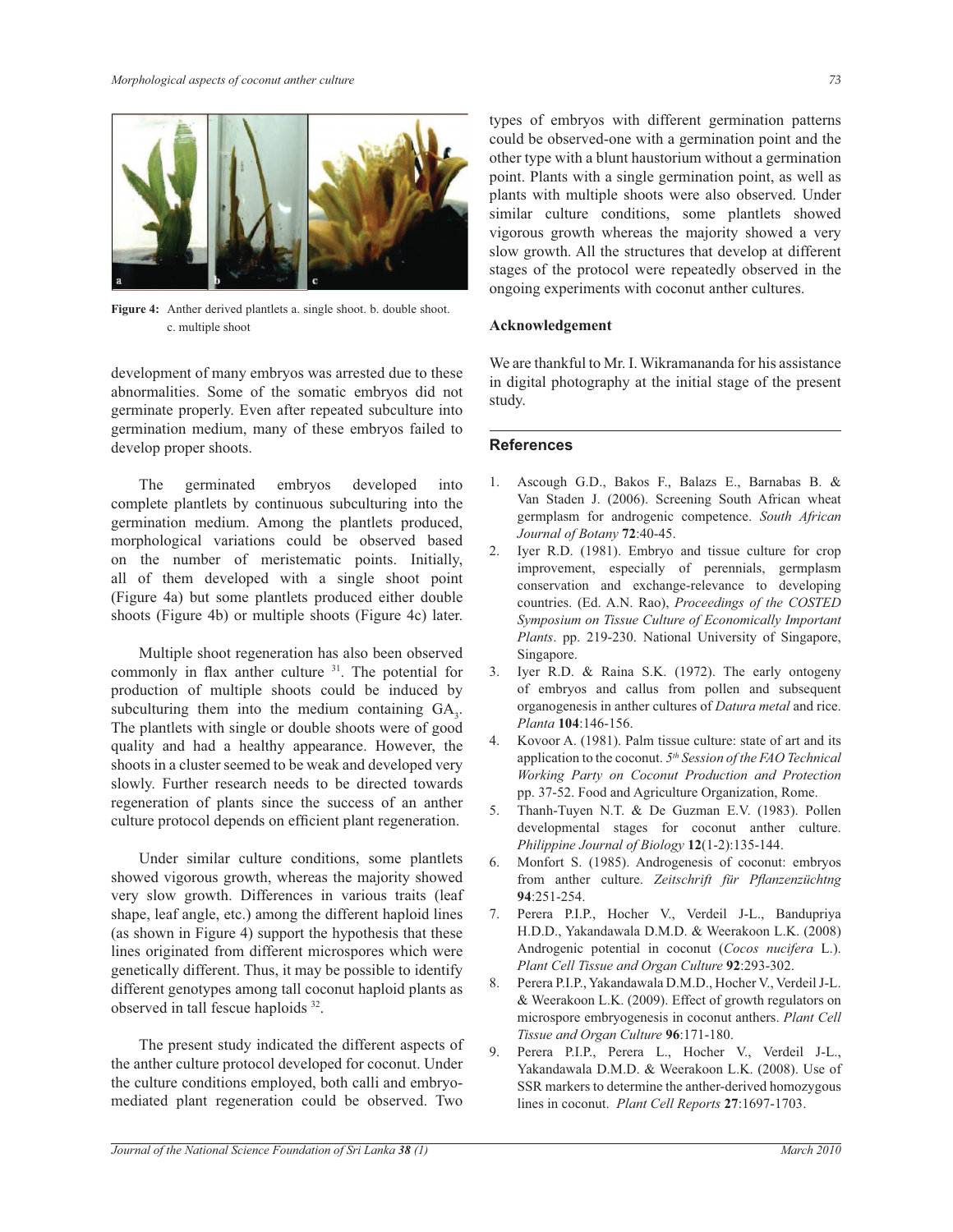**Figure 4:** Anther derived plantlets a. single shoot. b. double shoot. c. multiple shoot

development of many embryos was arrested due to these abnormalities. Some of the somatic embryos did not germinate properly. Even after repeated subculture into germination medium, many of these embryos failed to develop proper shoots.

The germinated embryos developed into complete plantlets by continuous subculturing into the germination medium. Among the plantlets produced, morphological variations could be observed based on the number of meristematic points. Initially, all of them developed with a single shoot point (Figure 4a) but some plantlets produced either double shoots (Figure 4b) or multiple shoots (Figure 4c) later.

Multiple shoot regeneration has also been observed commonly in flax anther culture [31]. The potential for production of multiple shoots could be induced by subculturing them into the medium containing $GA_3$. The plantlets with single or double shoots were of good quality and had a healthy appearance. However, the shoots in a cluster seemed to be weak and developed very slowly. Further research needs to be directed towards regeneration of plants since the success of an anther culture protocol depends on efficient plant regeneration.

Under similar culture conditions, some plantlets showed vigorous growth, whereas the majority showed very slow growth. Differences in various traits (leaf shape, leaf angle, etc.) among the different haploid lines (as shown in Figure 4) support the hypothesis that these lines originated from different microspores which were genetically different. Thus, it may be possible to identify different genotypes among tall coconut haploid plants as observed in tall fescue haploids [32].

The present study indicated the different aspects of the anther culture protocol developed for coconut. Under the culture conditions employed, both calli and embryo-mediated plant regeneration could be observed. Two types of embryos with different germination patterns could be observed-one with a germination point and the other type with a blunt haustorium without a germination point. Plants with a single germination point, as well as plants with multiple shoots were also observed. Under similar culture conditions, some plantlets showed vigorous growth whereas the majority showed a very slow growth. All the structures that develop at different stages of the protocol were repeatedly observed in the ongoing experiments with coconut anther cultures.

### Acknowledgement

We are thankful to Mr. I. Wikramananda for his assistance in digital photography at the initial stage of the present study.

## References

1. Ascough G.D., Bakos F., Balazs E., Barnabas B. & Van Staden J. (2006). Screening South African wheat germplasm for androgenic competence. *South African Journal of Botany* **72**:40-45.
2. Iyer R.D. (1981). Embryo and tissue culture for crop improvement, especially of perennials, germplasm conservation and exchange-relevance to developing countries. (Ed. A.N. Rao), *Proceedings of the COSTED Symposium on Tissue Culture of Economically Important Plants*. pp. 219-230. National University of Singapore, Singapore.
3. Iyer R.D. & Raina S.K. (1972). The early ontogeny of embryos and callus from pollen and subsequent organogenesis in anther cultures of *Datura metal* and rice. *Planta* **104**:146-156.
4. Kovoor A. (1981). Palm tissue culture: state of art and its application to the coconut. *5th Session of the FAO Technical Working Party on Coconut Production and Protection* pp. 37-52. Food and Agriculture Organization, Rome.
5. Thanh-Tuyen N.T. & De Guzman E.V. (1983). Pollen developmental stages for coconut anther culture. *Philippine Journal of Biology* **12**(1-2):135-144.
6. Monfort S. (1985). Androgenesis of coconut: embryos from anther culture. *Zeitschrift für Pflanzenzüchtng* **94**:251-254.
7. Perera P.I.P., Hocher V., Verdeil J-L., Bandupriya H.D.D., Yakandawala D.M.D. & Weerakoon L.K. (2008) Androgenic potential in coconut (*Cocos nucifera* L.). *Plant Cell Tissue and Organ Culture* **92**:293-302.
8. Perera P.I.P., Yakandawala D.M.D., Hocher V., Verdeil J-L. & Weerakoon L.K. (2009). Effect of growth regulators on microspore embryogenesis in coconut anthers. *Plant Cell Tissue and Organ Culture* **96**:171-180.
9. Perera P.I.P., Perera L., Hocher V., Verdeil J-L., Yakandawala D.M.D. & Weerakoon L.K. (2008). Use of SSR markers to determine the anther-derived homozygous lines in coconut. *Plant Cell Reports* **27**:1697-1703.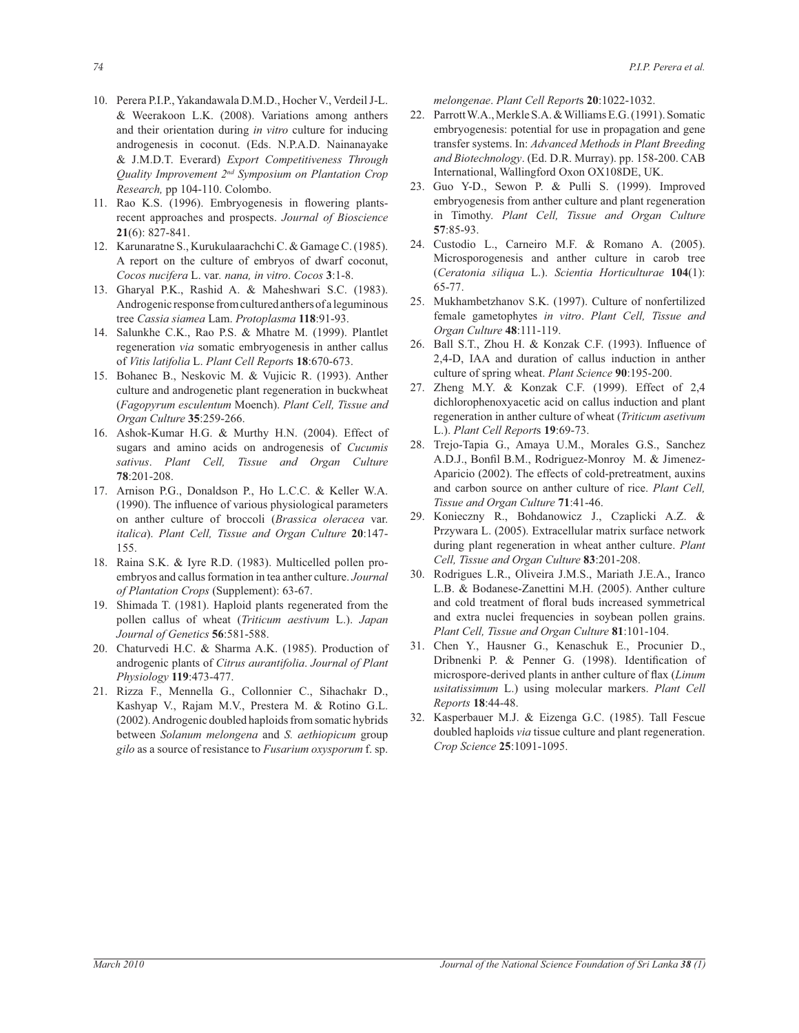10. Perera P.I.P., Yakandawala D.M.D., Hocher V., Verdeil J-L. & Weerakoon L.K. (2008). Variations among anthers and their orientation during *in vitro* culture for inducing androgenesis in coconut. (Eds. N.P.A.D. Nainanayake & J.M.D.T. Everard) *Export Competitiveness Through Quality Improvement 2nd Symposium on Plantation Crop Research,* pp 104-110. Colombo.
11. Rao K.S. (1996). Embryogenesis in flowering plants-recent approaches and prospects. *Journal of Bioscience* **21**(6): 827-841.
12. Karunaratne S., Kurukulaarachchi C. & Gamage C. (1985). A report on the culture of embryos of dwarf coconut, *Cocos nucifera* L. var. *nana, in vitro*. *Cocos* **3**:1-8.
13. Gharyal P.K., Rashid A. & Maheshwari S.C. (1983). Androgenic response from cultured anthers of a leguminous tree *Cassia siamea* Lam. *Protoplasma* **118**:91-93.
14. Salunkhe C.K., Rao P.S. & Mhatre M. (1999). Plantlet regeneration *via* somatic embryogenesis in anther callus of *Vitis latifolia* L. *Plant Cell Reports* **18**:670-673.
15. Bohanec B., Neskovic M. & Vujicic R. (1993). Anther culture and androgenetic plant regeneration in buckwheat (*Fagopyrum esculentum* Moench). *Plant Cell, Tissue and Organ Culture* **35**:259-266.
16. Ashok-Kumar H.G. & Murthy H.N. (2004). Effect of sugars and amino acids on androgenesis of *Cucumis sativus*. *Plant Cell, Tissue and Organ Culture* **78**:201-208.
17. Arnison P.G., Donaldson P., Ho L.C.C. & Keller W.A. (1990). The influence of various physiological parameters on anther culture of broccoli (*Brassica oleracea* var. *italica*). *Plant Cell, Tissue and Organ Culture* **20**:147-155.
18. Raina S.K. & Iyre R.D. (1983). Multicelled pollen pro-embryos and callus formation in tea anther culture. *Journal of Plantation Crops* (Supplement): 63-67.
19. Shimada T. (1981). Haploid plants regenerated from the pollen callus of wheat (*Triticum aestivum* L.). *Japan Journal of Genetics* **56**:581-588.
20. Chaturvedi H.C. & Sharma A.K. (1985). Production of androgenic plants of *Citrus aurantifolia*. *Journal of Plant Physiology* **119**:473-477.
21. Rizza F., Mennella G., Collonnier C., Sihachakr D., Kashyap V., Rajam M.V., Prestera M. & Rotino G.L. (2002). Androgenic doubled haploids from somatic hybrids between *Solanum melongena* and *S. aethiopicum* group *gilo* as a source of resistance to *Fusarium oxysporum* f. sp. *melongenae*. *Plant Cell Reports* **20**:1022-1032.
22. Parrott W.A., Merkle S.A. & Williams E.G. (1991). Somatic embryogenesis: potential for use in propagation and gene transfer systems. In: *Advanced Methods in Plant Breeding and Biotechnology*. (Ed. D.R. Murray). pp. 158-200. CAB International, Wallingford Oxon OX108DE, UK.
23. Guo Y-D., Sewon P. & Pulli S. (1999). Improved embryogenesis from anther culture and plant regeneration in Timothy. *Plant Cell, Tissue and Organ Culture* **57**:85-93.
24. Custodio L., Carneiro M.F. & Romano A. (2005). Microsporogenesis and anther culture in carob tree (*Ceratonia siliqua* L.). *Scientia Horticulturae* **104**(1): 65-77.
25. Mukhambetzhanov S.K. (1997). Culture of nonfertilized female gametophytes *in vitro*. *Plant Cell, Tissue and Organ Culture* **48**:111-119.
26. Ball S.T., Zhou H. & Konzak C.F. (1993). Influence of 2,4-D, IAA and duration of callus induction in anther culture of spring wheat. *Plant Science* **90**:195-200.
27. Zheng M.Y. & Konzak C.F. (1999). Effect of 2,4 dichlorophenoxyacetic acid on callus induction and plant regeneration in anther culture of wheat (*Triticum asetivum* L.). *Plant Cell Reports* **19**:69-73.
28. Trejo-Tapia G., Amaya U.M., Morales G.S., Sanchez A.D.J., Bonfil B.M., Rodriguez-Monroy M. & Jimenez-Aparicio (2002). The effects of cold-pretreatment, auxins and carbon source on anther culture of rice. *Plant Cell, Tissue and Organ Culture* **71**:41-46.
29. Konieczny R., Bohdanowicz J., Czaplicki A.Z. & Przywara L. (2005). Extracellular matrix surface network during plant regeneration in wheat anther culture. *Plant Cell, Tissue and Organ Culture* **83**:201-208.
30. Rodrigues L.R., Oliveira J.M.S., Mariath J.E.A., Iranco L.B. & Bodanese-Zanettini M.H. (2005). Anther culture and cold treatment of floral buds increased symmetrical and extra nuclei frequencies in soybean pollen grains. *Plant Cell, Tissue and Organ Culture* **81**:101-104.
31. Chen Y., Hausner G., Kenaschuk E., Procunier D., Dribnenki P. & Penner G. (1998). Identification of microspore-derived plants in anther culture of flax (*Linum usitatissimum* L.) using molecular markers. *Plant Cell Reports* **18**:44-48.
32. Kasperbauer M.J. & Eizenga G.C. (1985). Tall Fescue doubled haploids *via* tissue culture and plant regeneration. *Crop Science* **25**:1091-1095.